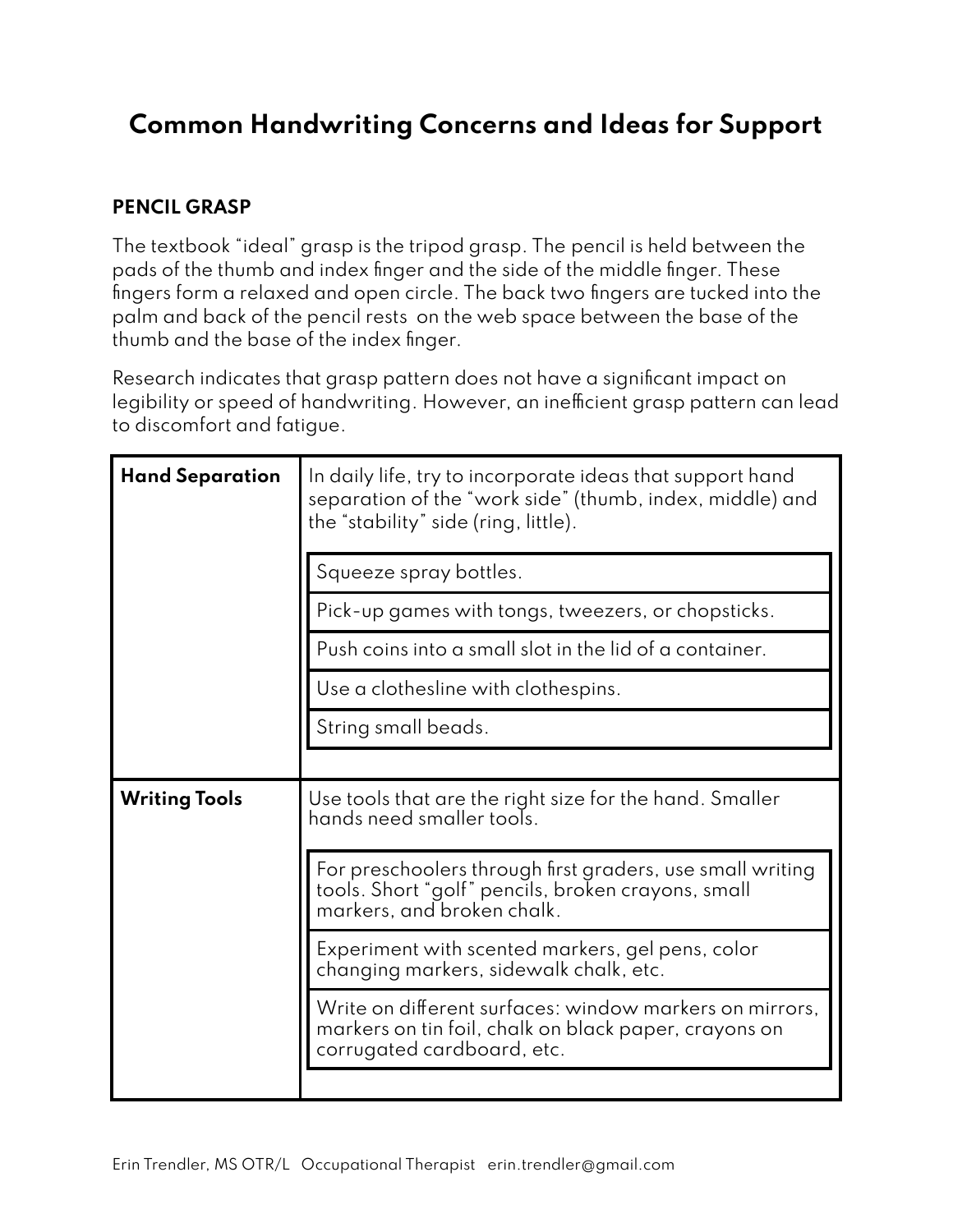# Common Handwriting Concerns and Ideas for Support

## PENCIL GRASP

The textbook "ideal" grasp is the tripod grasp. The pencil is held between the pads of the thumb and index finger and the side of the middle finger. These fingers form a relaxed and open circle. The back two fingers are tucked into the palm and back of the pencil rests on the web space between the base of the thumb and the base of the index finger.

Research indicates that grasp pattern does not have a significant impact on legibility or speed of handwriting. However, an inefficient grasp pattern can lead to discomfort and fatigue.

| | |
|---|---|
| **Hand Separation** | In daily life, try to incorporate ideas that support hand separation of the "work side" (thumb, index, middle) and the "stability" side (ring, little). |
| | Squeeze spray bottles. |
| | Pick-up games with tongs, tweezers, or chopsticks. |
| | Push coins into a small slot in the lid of a container. |
| | Use a clothesline with clothespins. |
| | String small beads. |
| **Writing Tools** | Use tools that are the right size for the hand. Smaller hands need smaller tools. |
| | For preschoolers through first graders, use small writing tools. Short "golf" pencils, broken crayons, small markers, and broken chalk. |
| | Experiment with scented markers, gel pens, color changing markers, sidewalk chalk, etc. |
| | Write on different surfaces: window markers on mirrors, markers on tin foil, chalk on black paper, crayons on corrugated cardboard, etc. |

Erin Trendler, MS OTR/L Occupational Therapist erin.trendler@gmail.com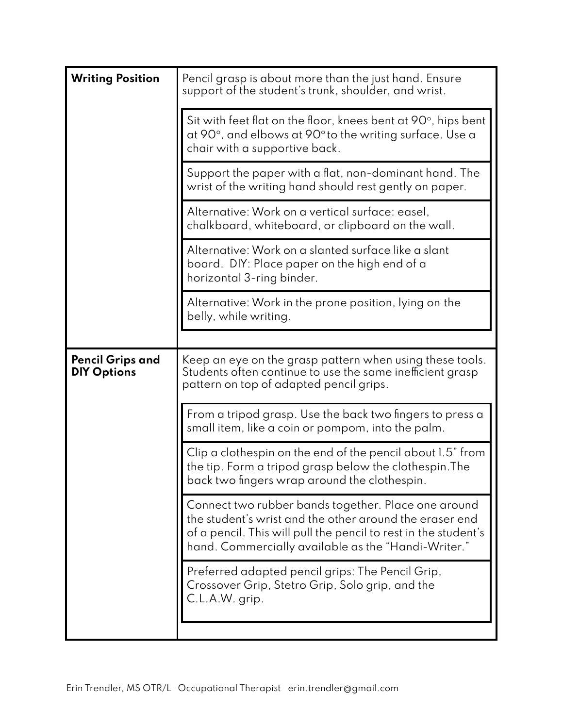| | |
|---|---|
| **Writing Position** | Pencil grasp is about more than the just hand. Ensure support of the student's trunk, shoulder, and wrist. |
| | Sit with feet flat on the floor, knees bent at 90°, hips bent at 90°, and elbows at 90° to the writing surface. Use a chair with a supportive back. |
| | Support the paper with a flat, non-dominant hand. The wrist of the writing hand should rest gently on paper. |
| | Alternative: Work on a vertical surface: easel, chalkboard, whiteboard, or clipboard on the wall. |
| | Alternative: Work on a slanted surface like a slant board. DIY: Place paper on the high end of a horizontal 3-ring binder. |
| | Alternative: Work in the prone position, lying on the belly, while writing. |
| **Pencil Grips and DIY Options** | Keep an eye on the grasp pattern when using these tools. Students often continue to use the same inefficient grasp pattern on top of adapted pencil grips. |
| | From a tripod grasp. Use the back two fingers to press a small item, like a coin or pompom, into the palm. |
| | Clip a clothespin on the end of the pencil about 1.5" from the tip. Form a tripod grasp below the clothespin.The back two fingers wrap around the clothespin. |
| | Connect two rubber bands together. Place one around the student's wrist and the other around the eraser end of a pencil. This will pull the pencil to rest in the student's hand. Commercially available as the "Handi-Writer." |
| | Preferred adapted pencil grips: The Pencil Grip, Crossover Grip, Stetro Grip, Solo grip, and the C.L.A.W. grip. |

Erin Trendler, MS OTR/L Occupational Therapist erin.trendler@gmail.com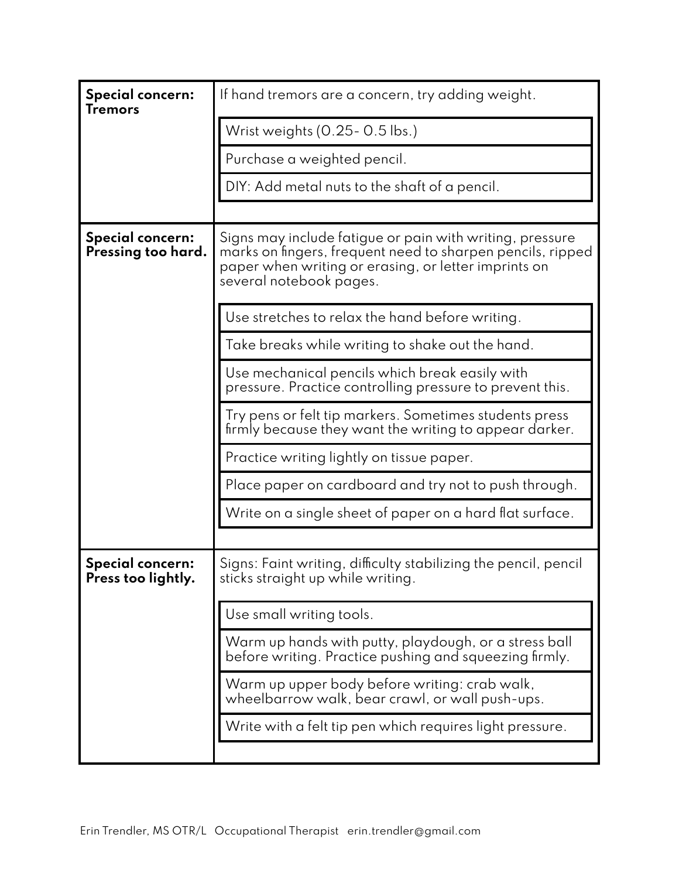| Special concern | Details |
| --- | --- |
| **Special concern: Tremors** | If hand tremors are a concern, try adding weight. |
| | Wrist weights (0.25- 0.5 lbs.) |
| | Purchase a weighted pencil. |
| | DIY: Add metal nuts to the shaft of a pencil. |
| **Special concern: Pressing too hard.** | Signs may include fatigue or pain with writing, pressure marks on fingers, frequent need to sharpen pencils, ripped paper when writing or erasing, or letter imprints on several notebook pages. |
| | Use stretches to relax the hand before writing. |
| | Take breaks while writing to shake out the hand. |
| | Use mechanical pencils which break easily with pressure. Practice controlling pressure to prevent this. |
| | Try pens or felt tip markers. Sometimes students press firmly because they want the writing to appear darker. |
| | Practice writing lightly on tissue paper. |
| | Place paper on cardboard and try not to push through. |
| | Write on a single sheet of paper on a hard flat surface. |
| **Special concern: Press too lightly.** | Signs: Faint writing, difficulty stabilizing the pencil, pencil sticks straight up while writing. |
| | Use small writing tools. |
| | Warm up hands with putty, playdough, or a stress ball before writing. Practice pushing and squeezing firmly. |
| | Warm up upper body before writing: crab walk, wheelbarrow walk, bear crawl, or wall push-ups. |
| | Write with a felt tip pen which requires light pressure. |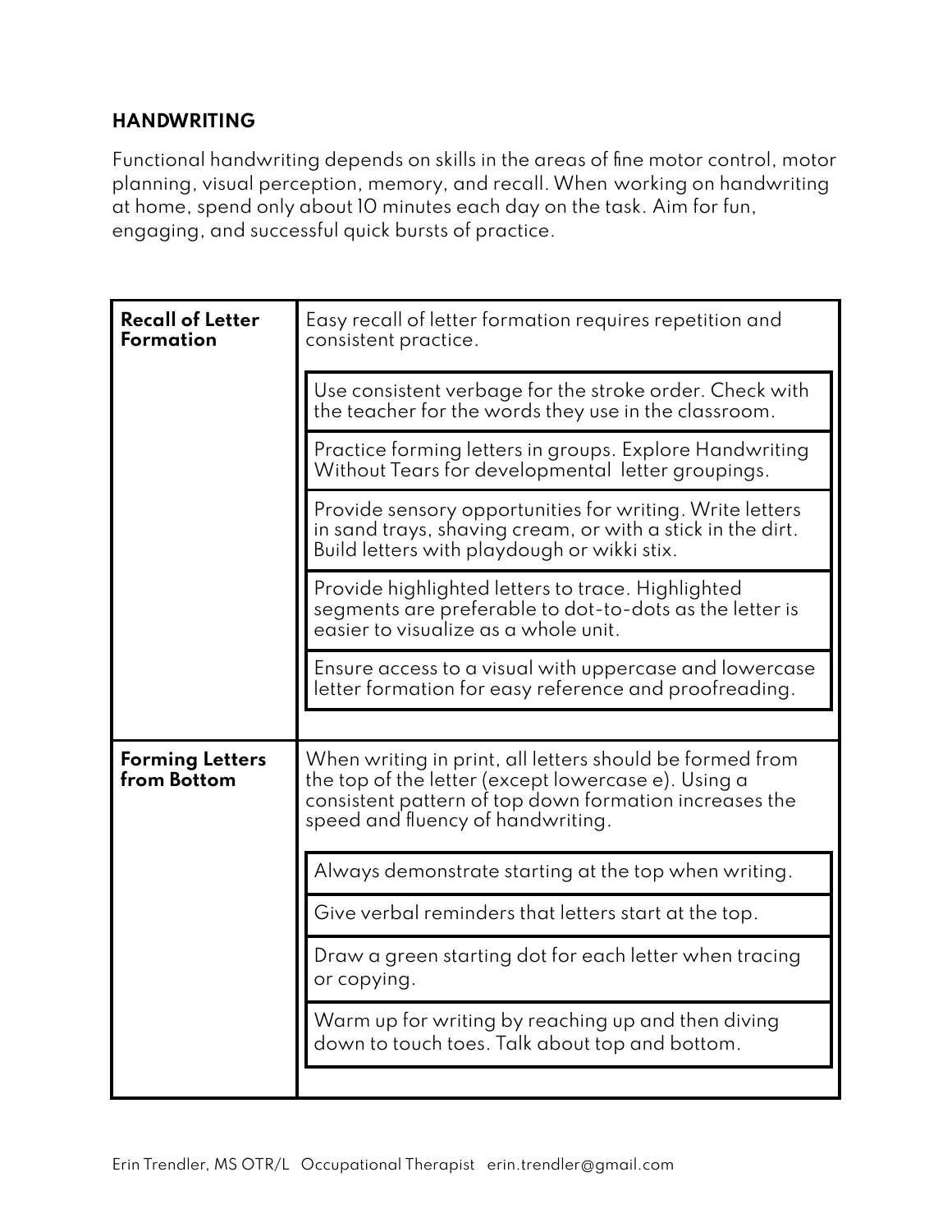## HANDWRITING

Functional handwriting depends on skills in the areas of fine motor control, motor planning, visual perception, memory, and recall. When working on handwriting at home, spend only about 10 minutes each day on the task. Aim for fun, engaging, and successful quick bursts of practice.

| **Recall of Letter Formation** | Easy recall of letter formation requires repetition and consistent practice. |
|---|---|
| | Use consistent verbage for the stroke order. Check with the teacher for the words they use in the classroom. |
| | Practice forming letters in groups. Explore Handwriting Without Tears for developmental letter groupings. |
| | Provide sensory opportunities for writing. Write letters in sand trays, shaving cream, or with a stick in the dirt. Build letters with playdough or wikki stix. |
| | Provide highlighted letters to trace. Highlighted segments are preferable to dot-to-dots as the letter is easier to visualize as a whole unit. |
| | Ensure access to a visual with uppercase and lowercase letter formation for easy reference and proofreading. |
| **Forming Letters from Bottom** | When writing in print, all letters should be formed from the top of the letter (except lowercase e). Using a consistent pattern of top down formation increases the speed and fluency of handwriting. |
| | Always demonstrate starting at the top when writing. |
| | Give verbal reminders that letters start at the top. |
| | Draw a green starting dot for each letter when tracing or copying. |
| | Warm up for writing by reaching up and then diving down to touch toes. Talk about top and bottom. |

Erin Trendler, MS OTR/L Occupational Therapist erin.trendler@gmail.com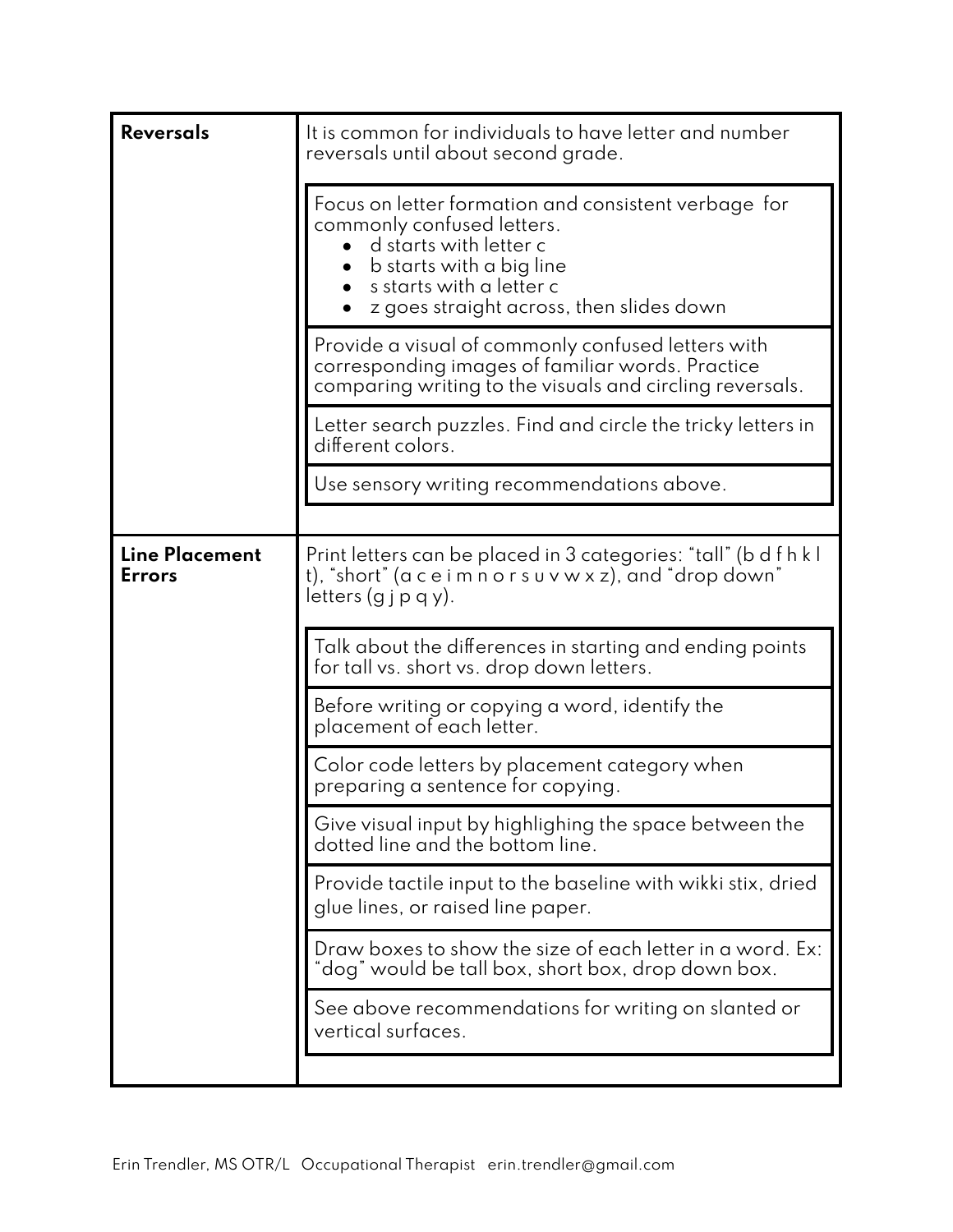| | |
|---|---|
| **Reversals** | It is common for individuals to have letter and number reversals until about second grade.<br><br>Focus on letter formation and consistent verbage for commonly confused letters.<br>• d starts with letter c<br>• b starts with a big line<br>• s starts with a letter c<br>• z goes straight across, then slides down<br><br>Provide a visual of commonly confused letters with corresponding images of familiar words. Practice comparing writing to the visuals and circling reversals.<br><br>Letter search puzzles. Find and circle the tricky letters in different colors.<br><br>Use sensory writing recommendations above. |
| **Line Placement Errors** | Print letters can be placed in 3 categories: "tall" (b d f h k l t), "short" (a c e i m n o r s u v w x z), and "drop down" letters (g j p q y).<br><br>Talk about the differences in starting and ending points for tall vs. short vs. drop down letters.<br><br>Before writing or copying a word, identify the placement of each letter.<br><br>Color code letters by placement category when preparing a sentence for copying.<br><br>Give visual input by highlighing the space between the dotted line and the bottom line.<br><br>Provide tactile input to the baseline with wikki stix, dried glue lines, or raised line paper.<br><br>Draw boxes to show the size of each letter in a word. Ex: "dog" would be tall box, short box, drop down box.<br><br>See above recommendations for writing on slanted or vertical surfaces. |

Erin Trendler, MS OTR/L Occupational Therapist erin.trendler@gmail.com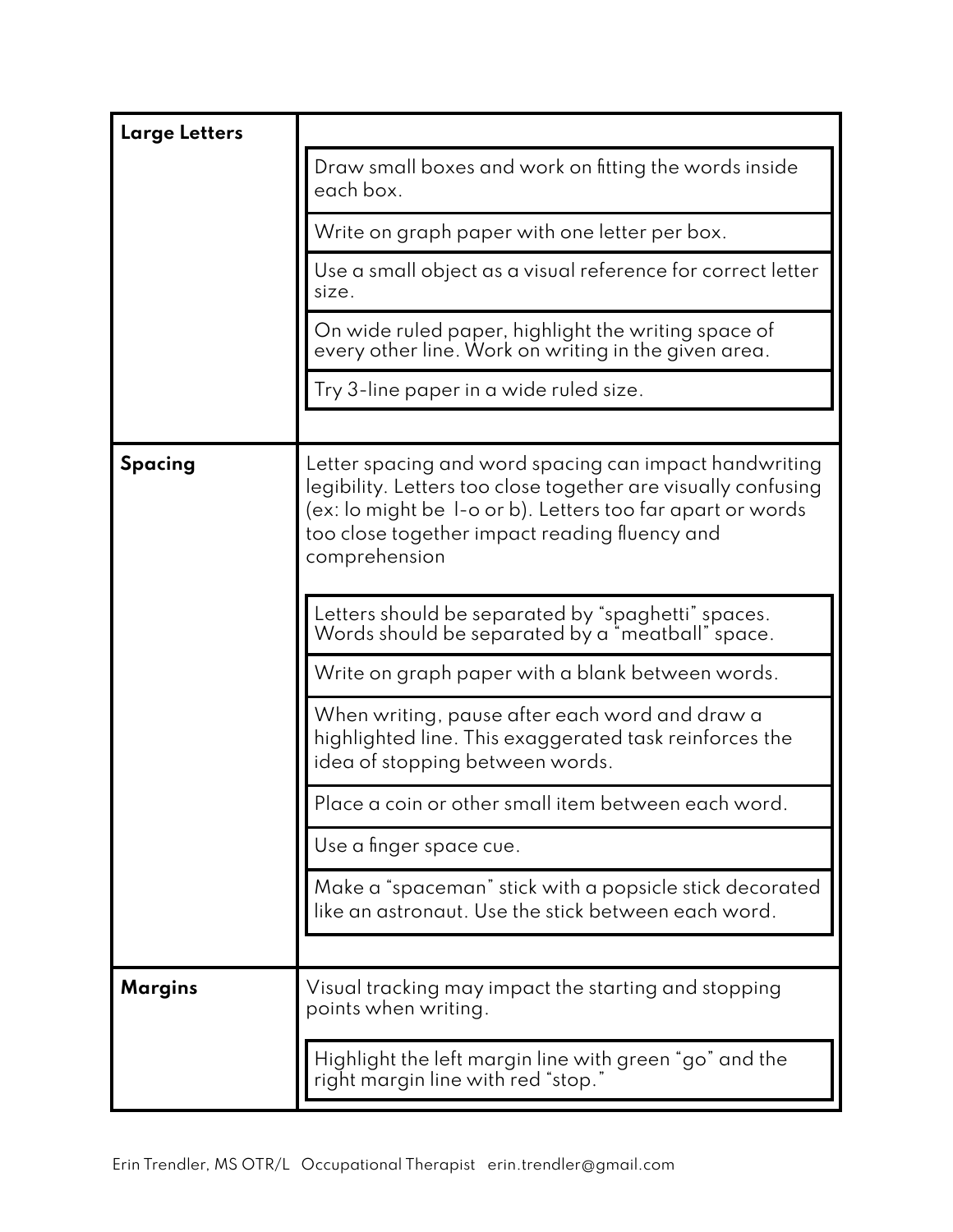| | |
|---|---|
| **Large Letters** | Draw small boxes and work on fitting the words inside each box. |
| | Write on graph paper with one letter per box. |
| | Use a small object as a visual reference for correct letter size. |
| | On wide ruled paper, highlight the writing space of every other line. Work on writing in the given area. |
| | Try 3-line paper in a wide ruled size. |
| **Spacing** | Letter spacing and word spacing can impact handwriting legibility. Letters too close together are visually confusing (ex: lo might be l-o or b). Letters too far apart or words too close together impact reading fluency and comprehension |
| | Letters should be separated by "spaghetti" spaces. Words should be separated by a "meatball" space. |
| | Write on graph paper with a blank between words. |
| | When writing, pause after each word and draw a highlighted line. This exaggerated task reinforces the idea of stopping between words. |
| | Place a coin or other small item between each word. |
| | Use a finger space cue. |
| | Make a "spaceman" stick with a popsicle stick decorated like an astronaut. Use the stick between each word. |
| **Margins** | Visual tracking may impact the starting and stopping points when writing. |
| | Highlight the left margin line with green "go" and the right margin line with red "stop." |

Erin Trendler, MS OTR/L Occupational Therapist erin.trendler@gmail.com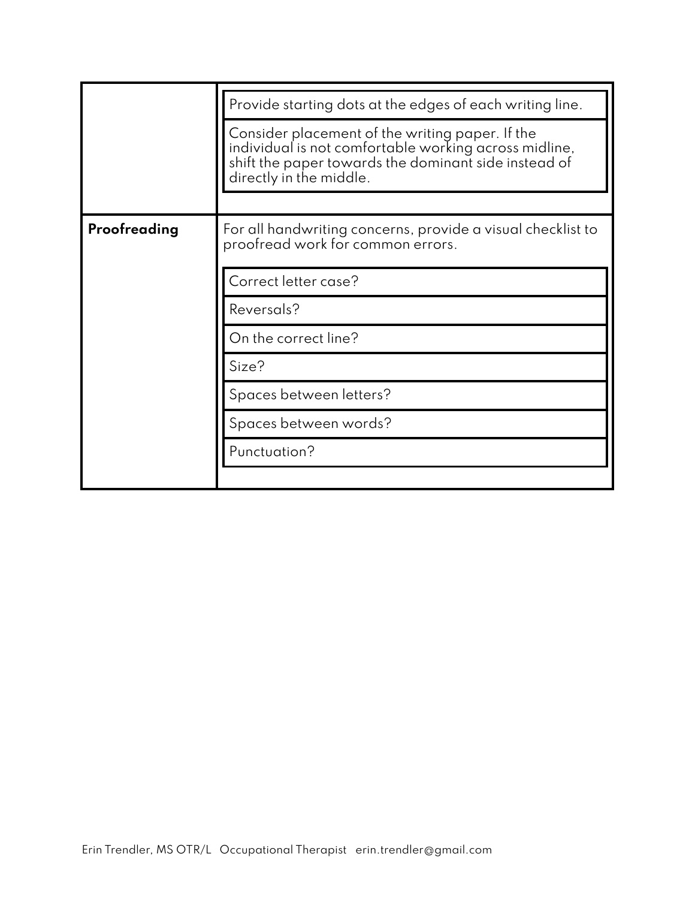| | |
|---|---|
| | Provide starting dots at the edges of each writing line.<br><br>Consider placement of the writing paper. If the individual is not comfortable working across midline, shift the paper towards the dominant side instead of directly in the middle. |
| **Proofreading** | For all handwriting concerns, provide a visual checklist to proofread work for common errors.<br><br>Correct letter case?<br>Reversals?<br>On the correct line?<br>Size?<br>Spaces between letters?<br>Spaces between words?<br>Punctuation? |

Erin Trendler, MS OTR/L Occupational Therapist erin.trendler@gmail.com